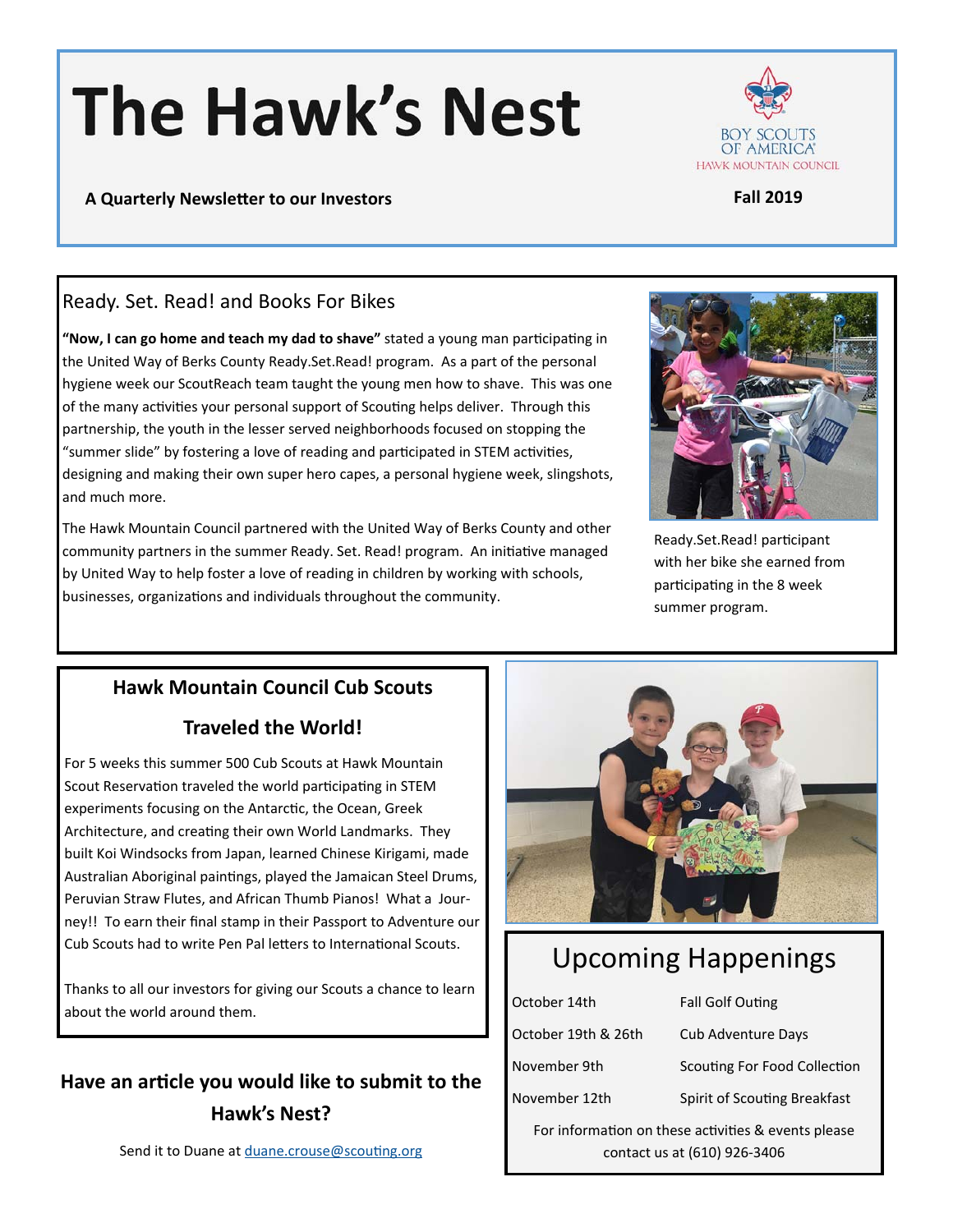# The Hawk's Nest

BOY SCOUTS OF AMERICA
HAWK MOUNTAIN COUNCIL

**A Quarterly Newsletter to our Investors**

**Fall 2019**

## Ready. Set. Read! and Books For Bikes

**"Now, I can go home and teach my dad to shave"** stated a young man participating in the United Way of Berks County Ready.Set.Read! program. As a part of the personal hygiene week our ScoutReach team taught the young men how to shave. This was one of the many activities your personal support of Scouting helps deliver. Through this partnership, the youth in the lesser served neighborhoods focused on stopping the "summer slide" by fostering a love of reading and participated in STEM activities, designing and making their own super hero capes, a personal hygiene week, slingshots, and much more.

The Hawk Mountain Council partnered with the United Way of Berks County and other community partners in the summer Ready. Set. Read! program. An initiative managed by United Way to help foster a love of reading in children by working with schools, businesses, organizations and individuals throughout the community.

Ready.Set.Read! participant with her bike she earned from participating in the 8 week summer program.

## Hawk Mountain Council Cub Scouts Traveled the World!

For 5 weeks this summer 500 Cub Scouts at Hawk Mountain Scout Reservation traveled the world participating in STEM experiments focusing on the Antarctic, the Ocean, Greek Architecture, and creating their own World Landmarks. They built Koi Windsocks from Japan, learned Chinese Kirigami, made Australian Aboriginal paintings, played the Jamaican Steel Drums, Peruvian Straw Flutes, and African Thumb Pianos! What a Journey!! To earn their final stamp in their Passport to Adventure our Cub Scouts had to write Pen Pal letters to International Scouts.

Thanks to all our investors for giving our Scouts a chance to learn about the world around them.

## Upcoming Happenings

| | |
|---|---|
| October 14th | Fall Golf Outing |
| October 19th & 26th | Cub Adventure Days |
| November 9th | Scouting For Food Collection |
| November 12th | Spirit of Scouting Breakfast |

For information on these activities & events please contact us at (610) 926-3406

### Have an article you would like to submit to the Hawk's Nest?

Send it to Duane at duane.crouse@scouting.org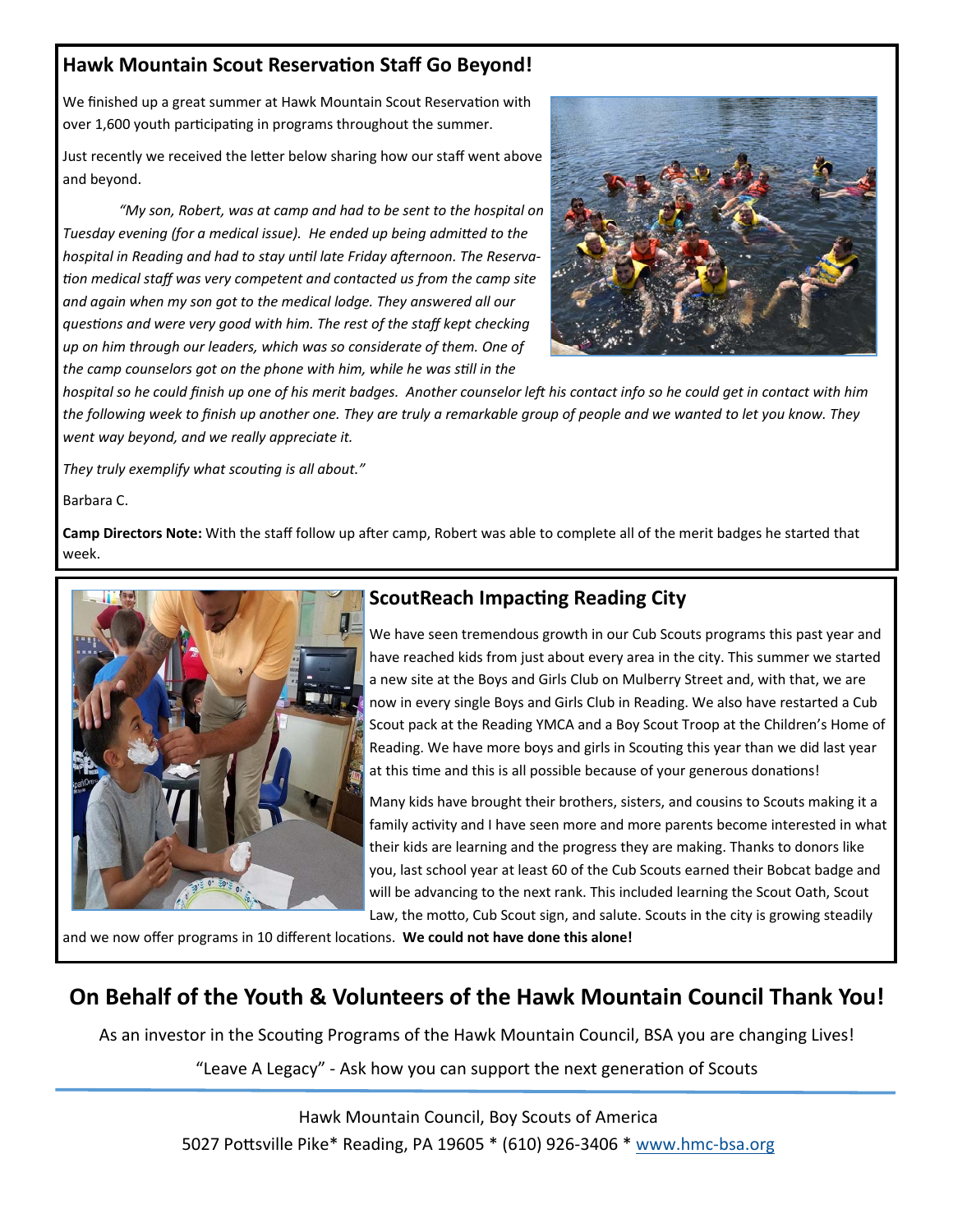## Hawk Mountain Scout Reservation Staff Go Beyond!

We finished up a great summer at Hawk Mountain Scout Reservation with over 1,600 youth participating in programs throughout the summer.

Just recently we received the letter below sharing how our staff went above and beyond.

*"My son, Robert, was at camp and had to be sent to the hospital on Tuesday evening (for a medical issue). He ended up being admitted to the hospital in Reading and had to stay until late Friday afternoon. The Reservation medical staff was very competent and contacted us from the camp site and again when my son got to the medical lodge. They answered all our questions and were very good with him. The rest of the staff kept checking up on him through our leaders, which was so considerate of them. One of the camp counselors got on the phone with him, while he was still in the hospital so he could finish up one of his merit badges. Another counselor left his contact info so he could get in contact with him the following week to finish up another one. They are truly a remarkable group of people and we wanted to let you know. They went way beyond, and we really appreciate it.*

*They truly exemplify what scouting is all about."*

Barbara C.

**Camp Directors Note:** With the staff follow up after camp, Robert was able to complete all of the merit badges he started that week.

## ScoutReach Impacting Reading City

We have seen tremendous growth in our Cub Scouts programs this past year and have reached kids from just about every area in the city. This summer we started a new site at the Boys and Girls Club on Mulberry Street and, with that, we are now in every single Boys and Girls Club in Reading. We also have restarted a Cub Scout pack at the Reading YMCA and a Boy Scout Troop at the Children's Home of Reading. We have more boys and girls in Scouting this year than we did last year at this time and this is all possible because of your generous donations!

Many kids have brought their brothers, sisters, and cousins to Scouts making it a family activity and I have seen more and more parents become interested in what their kids are learning and the progress they are making. Thanks to donors like you, last school year at least 60 of the Cub Scouts earned their Bobcat badge and will be advancing to the next rank. This included learning the Scout Oath, Scout Law, the motto, Cub Scout sign, and salute. Scouts in the city is growing steadily and we now offer programs in 10 different locations. **We could not have done this alone!**

## On Behalf of the Youth & Volunteers of the Hawk Mountain Council Thank You!

As an investor in the Scouting Programs of the Hawk Mountain Council, BSA you are changing Lives!

"Leave A Legacy" - Ask how you can support the next generation of Scouts

Hawk Mountain Council, Boy Scouts of America

5027 Pottsville Pike* Reading, PA 19605 * (610) 926-3406 * www.hmc-bsa.org